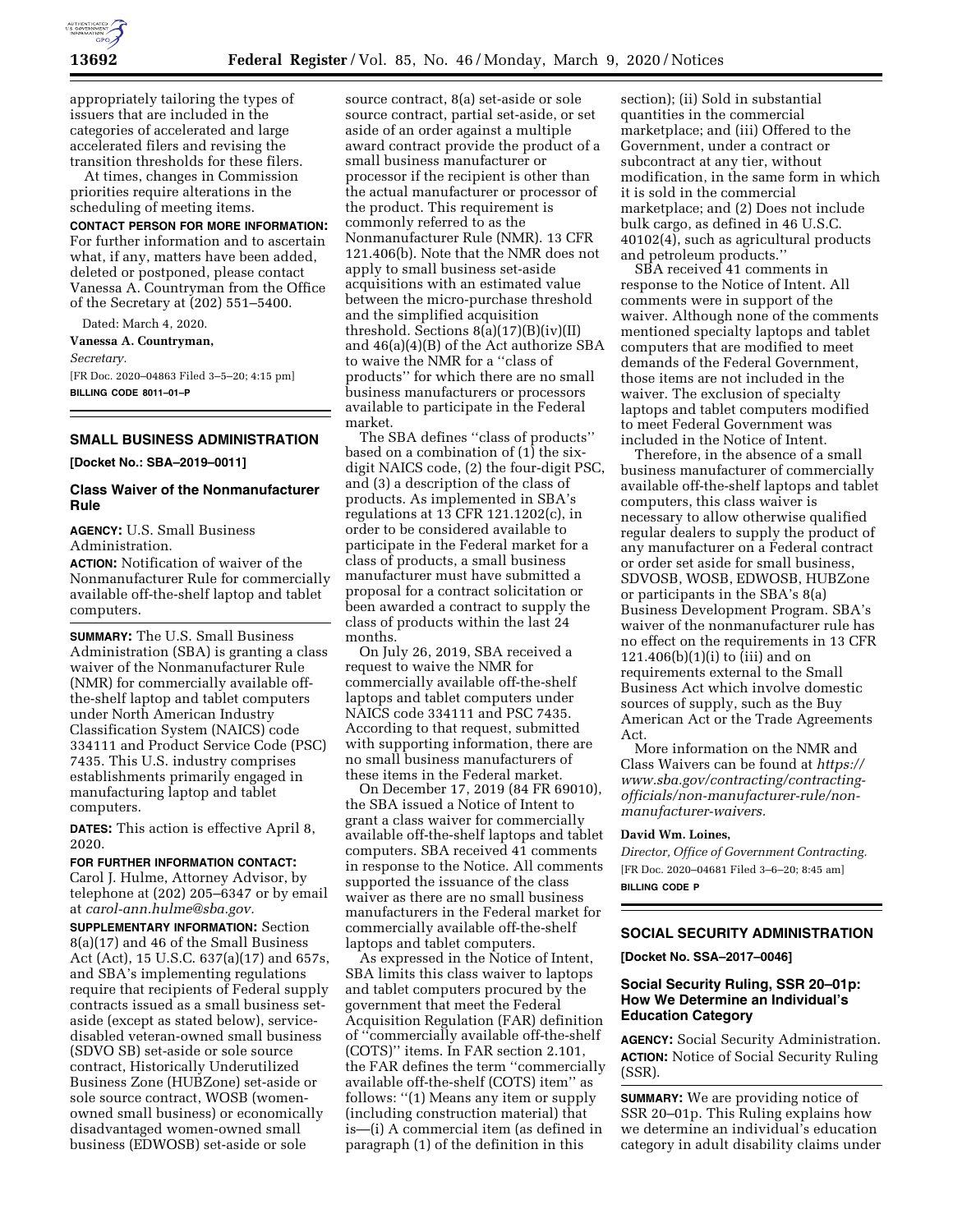appropriately tailoring the types of issuers that are included in the categories of accelerated and large accelerated filers and revising the transition thresholds for these filers.

At times, changes in Commission priorities require alterations in the scheduling of meeting items.

**CONTACT PERSON FOR MORE INFORMATION:** For further information and to ascertain what, if any, matters have been added, deleted or postponed, please contact Vanessa A. Countryman from the Office of the Secretary at (202) 551–5400.

Dated: March 4, 2020.

**Vanessa A. Countryman,**

*Secretary.*

[FR Doc. 2020–04863 Filed 3–5–20; 4:15 pm]

**BILLING CODE 8011–01–P**

## SMALL BUSINESS ADMINISTRATION

**[Docket No.: SBA–2019–0011]**

### Class Waiver of the Nonmanufacturer Rule

**AGENCY:** U.S. Small Business Administration.

**ACTION:** Notification of waiver of the Nonmanufacturer Rule for commercially available off-the-shelf laptop and tablet computers.

**SUMMARY:** The U.S. Small Business Administration (SBA) is granting a class waiver of the Nonmanufacturer Rule (NMR) for commercially available off-the-shelf laptop and tablet computers under North American Industry Classification System (NAICS) code 334111 and Product Service Code (PSC) 7435. This U.S. industry comprises establishments primarily engaged in manufacturing laptop and tablet computers.

**DATES:** This action is effective April 8, 2020.

**FOR FURTHER INFORMATION CONTACT:** Carol J. Hulme, Attorney Advisor, by telephone at (202) 205–6347 or by email at *carol-ann.hulme@sba.gov.*

**SUPPLEMENTARY INFORMATION:** Section 8(a)(17) and 46 of the Small Business Act (Act), 15 U.S.C. 637(a)(17) and 657s, and SBA's implementing regulations require that recipients of Federal supply contracts issued as a small business set-aside (except as stated below), service-disabled veteran-owned small business (SDVO SB) set-aside or sole source contract, Historically Underutilized Business Zone (HUBZone) set-aside or sole source contract, WOSB (women-owned small business) or economically disadvantaged women-owned small business (EDWOSB) set-aside or sole source contract, 8(a) set-aside or sole source contract, partial set-aside, or set aside of an order against a multiple award contract provide the product of a small business manufacturer or processor if the recipient is other than the actual manufacturer or processor of the product. This requirement is commonly referred to as the Nonmanufacturer Rule (NMR). 13 CFR 121.406(b). Note that the NMR does not apply to small business set-aside acquisitions with an estimated value between the micro-purchase threshold and the simplified acquisition threshold. Sections 8(a)(17)(B)(iv)(II) and 46(a)(4)(B) of the Act authorize SBA to waive the NMR for a ''class of products'' for which there are no small business manufacturers or processors available to participate in the Federal market.

The SBA defines ''class of products'' based on a combination of (1) the six-digit NAICS code, (2) the four-digit PSC, and (3) a description of the class of products. As implemented in SBA's regulations at 13 CFR 121.1202(c), in order to be considered available to participate in the Federal market for a class of products, a small business manufacturer must have submitted a proposal for a contract solicitation or been awarded a contract to supply the class of products within the last 24 months.

On July 26, 2019, SBA received a request to waive the NMR for commercially available off-the-shelf laptops and tablet computers under NAICS code 334111 and PSC 7435. According to that request, submitted with supporting information, there are no small business manufacturers of these items in the Federal market.

On December 17, 2019 (84 FR 69010), the SBA issued a Notice of Intent to grant a class waiver for commercially available off-the-shelf laptops and tablet computers. SBA received 41 comments in response to the Notice. All comments supported the issuance of the class waiver as there are no small business manufacturers in the Federal market for commercially available off-the-shelf laptops and tablet computers.

As expressed in the Notice of Intent, SBA limits this class waiver to laptops and tablet computers procured by the government that meet the Federal Acquisition Regulation (FAR) definition of ''commercially available off-the-shelf (COTS)'' items. In FAR section 2.101, the FAR defines the term ''commercially available off-the-shelf (COTS) item'' as follows: ''(1) Means any item or supply (including construction material) that is—(i) A commercial item (as defined in paragraph (1) of the definition in this section); (ii) Sold in substantial quantities in the commercial marketplace; and (iii) Offered to the Government, under a contract or subcontract at any tier, without modification, in the same form in which it is sold in the commercial marketplace; and (2) Does not include bulk cargo, as defined in 46 U.S.C. 40102(4), such as agricultural products and petroleum products.''

SBA received 41 comments in response to the Notice of Intent. All comments were in support of the waiver. Although none of the comments mentioned specialty laptops and tablet computers that are modified to meet demands of the Federal Government, those items are not included in the waiver. The exclusion of specialty laptops and tablet computers modified to meet Federal Government was included in the Notice of Intent.

Therefore, in the absence of a small business manufacturer of commercially available off-the-shelf laptops and tablet computers, this class waiver is necessary to allow otherwise qualified regular dealers to supply the product of any manufacturer on a Federal contract or order set aside for small business, SDVOSB, WOSB, EDWOSB, HUBZone or participants in the SBA's 8(a) Business Development Program. SBA's waiver of the nonmanufacturer rule has no effect on the requirements in 13 CFR 121.406(b)(1)(i) to (iii) and on requirements external to the Small Business Act which involve domestic sources of supply, such as the Buy American Act or the Trade Agreements Act.

More information on the NMR and Class Waivers can be found at *https://www.sba.gov/contracting/contracting-officials/non-manufacturer-rule/non-manufacturer-waivers.*

**David Wm. Loines,**

*Director, Office of Government Contracting.*

[FR Doc. 2020–04681 Filed 3–6–20; 8:45 am]

**BILLING CODE P**

## SOCIAL SECURITY ADMINISTRATION

**[Docket No. SSA–2017–0046]**

### Social Security Ruling, SSR 20–01p: How We Determine an Individual's Education Category

**AGENCY:** Social Security Administration.

**ACTION:** Notice of Social Security Ruling (SSR).

**SUMMARY:** We are providing notice of SSR 20–01p. This Ruling explains how we determine an individual's education category in adult disability claims under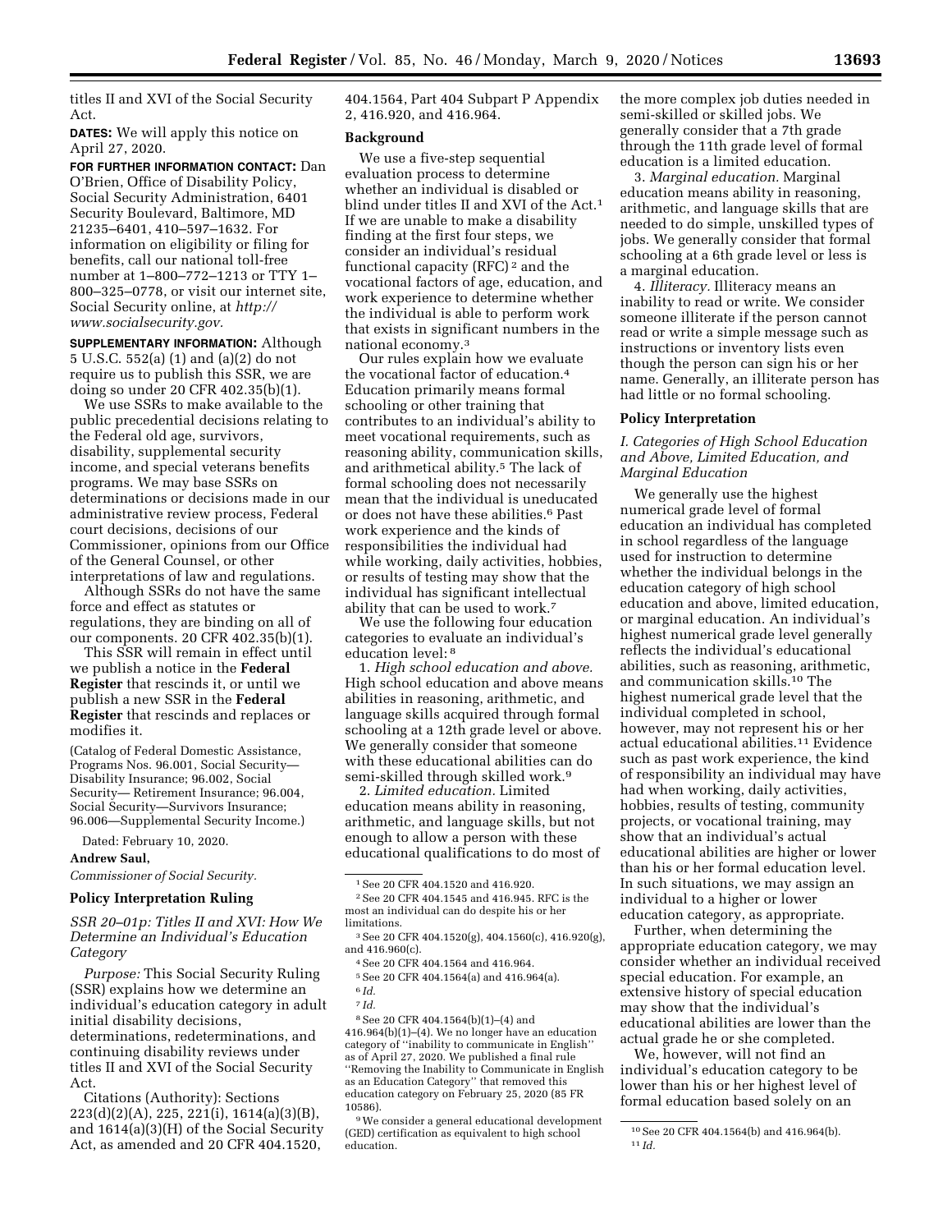titles II and XVI of the Social Security Act.

**DATES:** We will apply this notice on April 27, 2020.

**FOR FURTHER INFORMATION CONTACT:** Dan O'Brien, Office of Disability Policy, Social Security Administration, 6401 Security Boulevard, Baltimore, MD 21235–6401, 410–597–1632. For information on eligibility or filing for benefits, call our national toll-free number at 1–800–772–1213 or TTY 1–800–325–0778, or visit our internet site, Social Security online, at *http://www.socialsecurity.gov.*

**SUPPLEMENTARY INFORMATION:** Although 5 U.S.C. 552(a) (1) and (a)(2) do not require us to publish this SSR, we are doing so under 20 CFR 402.35(b)(1).

We use SSRs to make available to the public precedential decisions relating to the Federal old age, survivors, disability, supplemental security income, and special veterans benefits programs. We may base SSRs on determinations or decisions made in our administrative review process, Federal court decisions, decisions of our Commissioner, opinions from our Office of the General Counsel, or other interpretations of law and regulations.

Although SSRs do not have the same force and effect as statutes or regulations, they are binding on all of our components. 20 CFR 402.35(b)(1).

This SSR will remain in effect until we publish a notice in the **Federal Register** that rescinds it, or until we publish a new SSR in the **Federal Register** that rescinds and replaces or modifies it.

(Catalog of Federal Domestic Assistance, Programs Nos. 96.001, Social Security—Disability Insurance; 96.002, Social Security— Retirement Insurance; 96.004, Social Security—Survivors Insurance; 96.006—Supplemental Security Income.)

Dated: February 10, 2020.

**Andrew Saul,**

*Commissioner of Social Security.*

## Policy Interpretation Ruling

### *SSR 20–01p: Titles II and XVI: How We Determine an Individual's Education Category*

*Purpose:* This Social Security Ruling (SSR) explains how we determine an individual's education category in adult initial disability decisions, determinations, redeterminations, and continuing disability reviews under titles II and XVI of the Social Security Act.

Citations (Authority): Sections 223(d)(2)(A), 225, 221(i), 1614(a)(3)(B), and 1614(a)(3)(H) of the Social Security Act, as amended and 20 CFR 404.1520, 404.1564, Part 404 Subpart P Appendix 2, 416.920, and 416.964.

### Background

We use a five-step sequential evaluation process to determine whether an individual is disabled or blind under titles II and XVI of the Act.[1] If we are unable to make a disability finding at the first four steps, we consider an individual's residual functional capacity (RFC)[2] and the vocational factors of age, education, and work experience to determine whether the individual is able to perform work that exists in significant numbers in the national economy.[3]

Our rules explain how we evaluate the vocational factor of education.[4] Education primarily means formal schooling or other training that contributes to an individual's ability to meet vocational requirements, such as reasoning ability, communication skills, and arithmetical ability.[5] The lack of formal schooling does not necessarily mean that the individual is uneducated or does not have these abilities.[6] Past work experience and the kinds of responsibilities the individual had while working, daily activities, hobbies, or results of testing may show that the individual has significant intellectual ability that can be used to work.[7]

We use the following four education categories to evaluate an individual's education level:[8]

1. *High school education and above.* High school education and above means abilities in reasoning, arithmetic, and language skills acquired through formal schooling at a 12th grade level or above. We generally consider that someone with these educational abilities can do semi-skilled through skilled work.[9]

2. *Limited education.* Limited education means ability in reasoning, arithmetic, and language skills, but not enough to allow a person with these educational qualifications to do most of the more complex job duties needed in semi-skilled or skilled jobs. We generally consider that a 7th grade through the 11th grade level of formal education is a limited education.

3. *Marginal education.* Marginal education means ability in reasoning, arithmetic, and language skills that are needed to do simple, unskilled types of jobs. We generally consider that formal schooling at a 6th grade level or less is a marginal education.

4. *Illiteracy.* Illiteracy means an inability to read or write. We consider someone illiterate if the person cannot read or write a simple message such as instructions or inventory lists even though the person can sign his or her name. Generally, an illiterate person has had little or no formal schooling.

### Policy Interpretation

#### *I. Categories of High School Education and Above, Limited Education, and Marginal Education*

We generally use the highest numerical grade level of formal education an individual has completed in school regardless of the language used for instruction to determine whether the individual belongs in the education category of high school education and above, limited education, or marginal education. An individual's highest numerical grade level generally reflects the individual's educational abilities, such as reasoning, arithmetic, and communication skills.[10] The highest numerical grade level that the individual completed in school, however, may not represent his or her actual educational abilities.[11] Evidence such as past work experience, the kind of responsibility an individual may have had when working, daily activities, hobbies, results of testing, community projects, or vocational training, may show that an individual's actual educational abilities are higher or lower than his or her formal education level. In such situations, we may assign an individual to a higher or lower education category, as appropriate.

Further, when determining the appropriate education category, we may consider whether an individual received special education. For example, an extensive history of special education may show that the individual's educational abilities are lower than the actual grade he or she completed.

We, however, will not find an individual's education category to be lower than his or her highest level of formal education based solely on an

---

[1] See 20 CFR 404.1520 and 416.920.

[2] See 20 CFR 404.1545 and 416.945. RFC is the most an individual can do despite his or her limitations.

[3] See 20 CFR 404.1520(g), 404.1560(c), 416.920(g), and 416.960(c).

[4] See 20 CFR 404.1564 and 416.964.

[5] See 20 CFR 404.1564(a) and 416.964(a).

[6] *Id.*

[7] *Id.*

[8] See 20 CFR 404.1564(b)(1)–(4) and 416.964(b)(1)–(4). We no longer have an education category of "inability to communicate in English" as of April 27, 2020. We published a final rule "Removing the Inability to Communicate in English as an Education Category" that removed this education category on February 25, 2020 (85 FR 10586).

[9] We consider a general educational development (GED) certification as equivalent to high school education.

[10] See 20 CFR 404.1564(b) and 416.964(b).

[11] *Id.*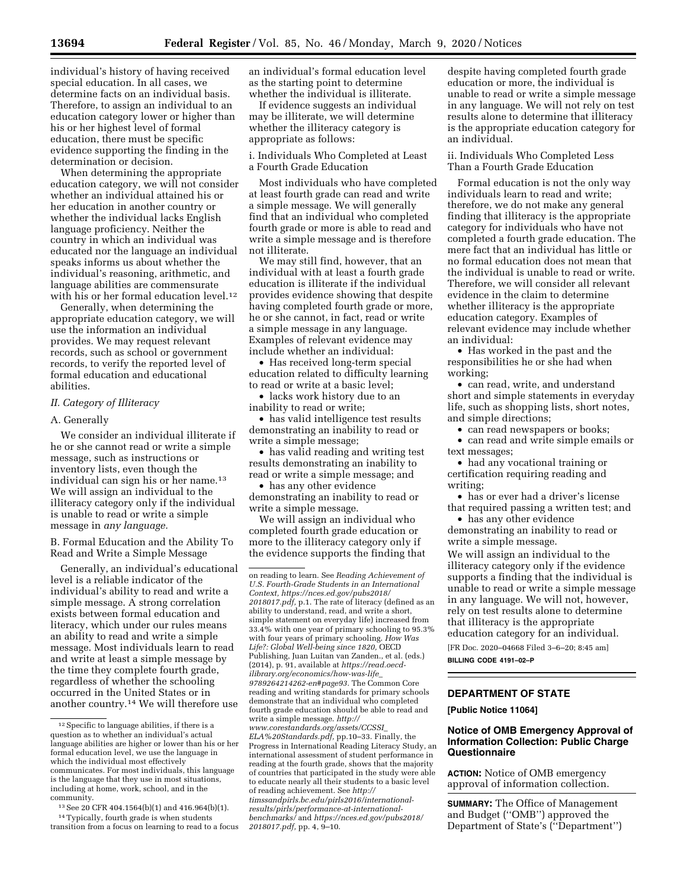individual's history of having received special education. In all cases, we determine facts on an individual basis. Therefore, to assign an individual to an education category lower or higher than his or her highest level of formal education, there must be specific evidence supporting the finding in the determination or decision.

When determining the appropriate education category, we will not consider whether an individual attained his or her education in another country or whether the individual lacks English language proficiency. Neither the country in which an individual was educated nor the language an individual speaks informs us about whether the individual's reasoning, arithmetic, and language abilities are commensurate with his or her formal education level.[12]

Generally, when determining the appropriate education category, we will use the information an individual provides. We may request relevant records, such as school or government records, to verify the reported level of formal education and educational abilities.

### *II. Category of Illiteracy*

#### A. Generally

We consider an individual illiterate if he or she cannot read or write a simple message, such as instructions or inventory lists, even though the individual can sign his or her name.[13] We will assign an individual to the illiteracy category only if the individual is unable to read or write a simple message in *any language.*

#### B. Formal Education and the Ability To Read and Write a Simple Message

Generally, an individual's educational level is a reliable indicator of the individual's ability to read and write a simple message. A strong correlation exists between formal education and literacy, which under our rules means an ability to read and write a simple message. Most individuals learn to read and write at least a simple message by the time they complete fourth grade, regardless of whether the schooling occurred in the United States or in another country.[14] We will therefore use an individual's formal education level as the starting point to determine whether the individual is illiterate.

If evidence suggests an individual may be illiterate, we will determine whether the illiteracy category is appropriate as follows:

i. Individuals Who Completed at Least a Fourth Grade Education

Most individuals who have completed at least fourth grade can read and write a simple message. We will generally find that an individual who completed fourth grade or more is able to read and write a simple message and is therefore not illiterate.

We may still find, however, that an individual with at least a fourth grade education is illiterate if the individual provides evidence showing that despite having completed fourth grade or more, he or she cannot, in fact, read or write a simple message in any language. Examples of relevant evidence may include whether an individual:

- Has received long-term special education related to difficulty learning to read or write at a basic level;
- lacks work history due to an inability to read or write;
- has valid intelligence test results demonstrating an inability to read or write a simple message;
- has valid reading and writing test results demonstrating an inability to read or write a simple message; and
- has any other evidence demonstrating an inability to read or write a simple message.

We will assign an individual who completed fourth grade education or more to the illiteracy category only if the evidence supports the finding that despite having completed fourth grade education or more, the individual is unable to read or write a simple message in any language. We will not rely on test results alone to determine that illiteracy is the appropriate education category for an individual.

ii. Individuals Who Completed Less Than a Fourth Grade Education

Formal education is not the only way individuals learn to read and write; therefore, we do not make any general finding that illiteracy is the appropriate category for individuals who have not completed a fourth grade education. The mere fact that an individual has little or no formal education does not mean that the individual is unable to read or write. Therefore, we will consider all relevant evidence in the claim to determine whether illiteracy is the appropriate education category. Examples of relevant evidence may include whether an individual:

- Has worked in the past and the responsibilities he or she had when working;
- can read, write, and understand short and simple statements in everyday life, such as shopping lists, short notes, and simple directions;
- can read newspapers or books;
- can read and write simple emails or text messages;
- had any vocational training or certification requiring reading and writing;
- has or ever had a driver's license that required passing a written test; and
- has any other evidence demonstrating an inability to read or write a simple message.

We will assign an individual to the illiteracy category only if the evidence supports a finding that the individual is unable to read or write a simple message in any language. We will not, however, rely on test results alone to determine that illiteracy is the appropriate education category for an individual.

[FR Doc. 2020–04668 Filed 3–6–20; 8:45 am]

**BILLING CODE 4191–02–P**

---

[12] Specific to language abilities, if there is a question as to whether an individual's actual language abilities are higher or lower than his or her formal education level, we use the language in which the individual most effectively communicates. For most individuals, this language is the language that they use in most situations, including at home, work, school, and in the community.

[13] See 20 CFR 404.1564(b)(1) and 416.964(b)(1).

[14] Typically, fourth grade is when students transition from a focus on learning to read to a focus on reading to learn. See *Reading Achievement of U.S. Fourth-Grade Students in an International Context, https://nces.ed.gov/pubs2018/2018017.pdf,* p.1. The rate of literacy (defined as an ability to understand, read, and write a short, simple statement on everyday life) increased from 33.4% with one year of primary schooling to 95.3% with four years of primary schooling. *How Was Life?: Global Well-being since 1820,* OECD Publishing, Juan Luitan van Zanden., et al. (eds.) (2014), p. 91, available at *https://read.oecd-ilibrary.org/economics/how-was-life_9789264214262-en#page93.* The Common Core reading and writing standards for primary schools demonstrate that an individual who completed fourth grade education should be able to read and write a simple message. *http://www.corestandards.org/assets/CCSSI_ELA%20Standards.pdf,* pp.10–33. Finally, the Progress in International Reading Literacy Study, an international assessment of student performance in reading at the fourth grade, shows that the majority of countries that participated in the study were able to educate nearly all their students to a basic level of reading achievement. See *http://timssandpirls.bc.edu/pirls2016/international-results/pirls/performance-at-international-benchmarks/* and *https://nces.ed.gov/pubs2018/2018017.pdf,* pp. 4, 9–10.

---

## DEPARTMENT OF STATE

**[Public Notice 11064]**

### Notice of OMB Emergency Approval of Information Collection: Public Charge Questionnaire

**ACTION:** Notice of OMB emergency approval of information collection.

**SUMMARY:** The Office of Management and Budget (''OMB'') approved the Department of State's (''Department'')